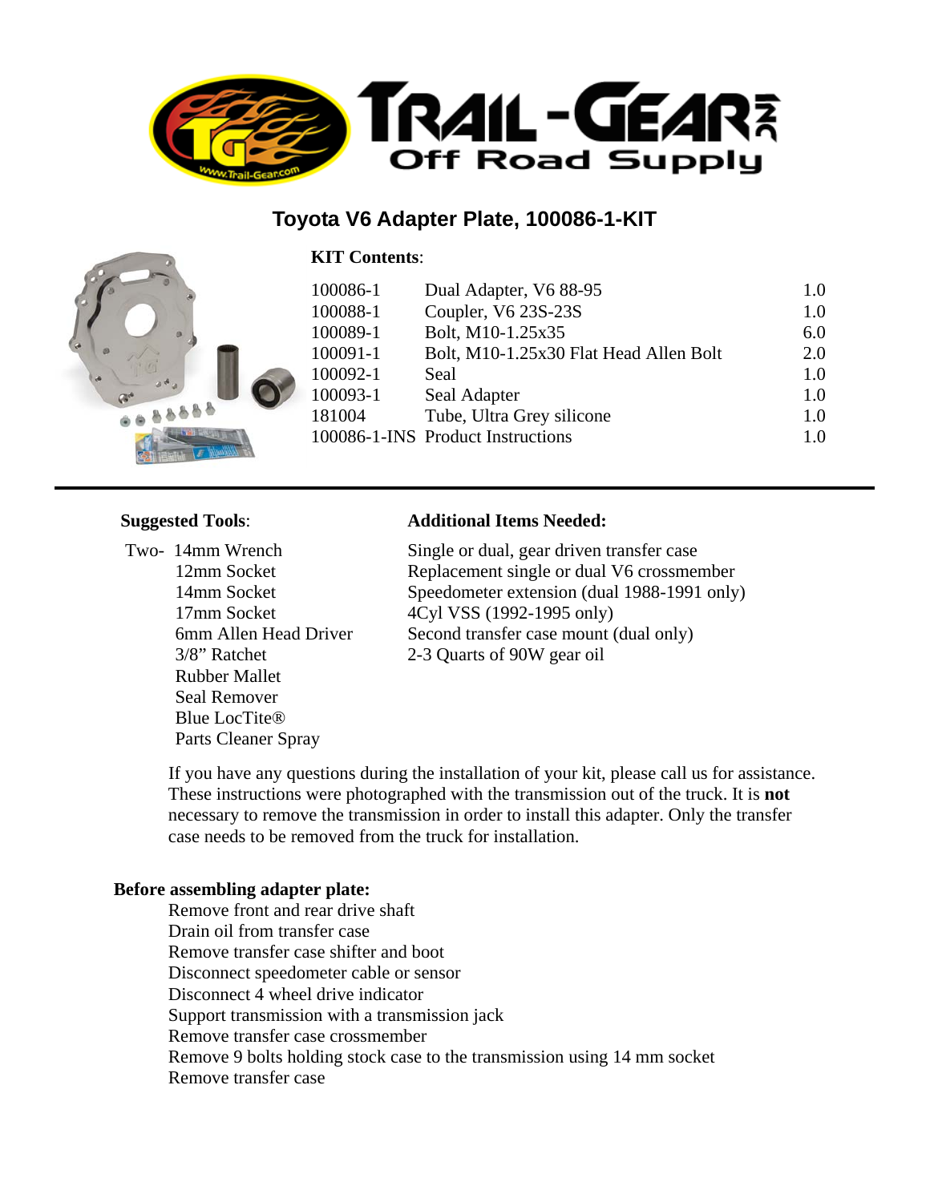# Toyota V6 Adapter Plate, 100086-1-KIT

**KIT Contents**:

| Part Number | Description | Qty |
| --- | --- | --- |
| 100086-1 | Dual Adapter, V6 88-95 | 1.0 |
| 100088-1 | Coupler, V6 23S-23S | 1.0 |
| 100089-1 | Bolt, M10-1.25x35 | 6.0 |
| 100091-1 | Bolt, M10-1.25x30 Flat Head Allen Bolt | 2.0 |
| 100092-1 | Seal | 1.0 |
| 100093-1 | Seal Adapter | 1.0 |
| 181004 | Tube, Ultra Grey silicone | 1.0 |
| 100086-1-INS | Product Instructions | 1.0 |

---

**Suggested Tools**:

- Two- 14mm Wrench
- 12mm Socket
- 14mm Socket
- 17mm Socket
- 6mm Allen Head Driver
- 3/8" Ratchet
- Rubber Mallet
- Seal Remover
- Blue LocTite®
- Parts Cleaner Spray

**Additional Items Needed:**

- Single or dual, gear driven transfer case
- Replacement single or dual V6 crossmember
- Speedometer extension (dual 1988-1991 only)
- 4Cyl VSS (1992-1995 only)
- Second transfer case mount (dual only)
- 2-3 Quarts of 90W gear oil

If you have any questions during the installation of your kit, please call us for assistance. These instructions were photographed with the transmission out of the truck. It is **not** necessary to remove the transmission in order to install this adapter. Only the transfer case needs to be removed from the truck for installation.

**Before assembling adapter plate:**

- Remove front and rear drive shaft
- Drain oil from transfer case
- Remove transfer case shifter and boot
- Disconnect speedometer cable or sensor
- Disconnect 4 wheel drive indicator
- Support transmission with a transmission jack
- Remove transfer case crossmember
- Remove 9 bolts holding stock case to the transmission using 14 mm socket
- Remove transfer case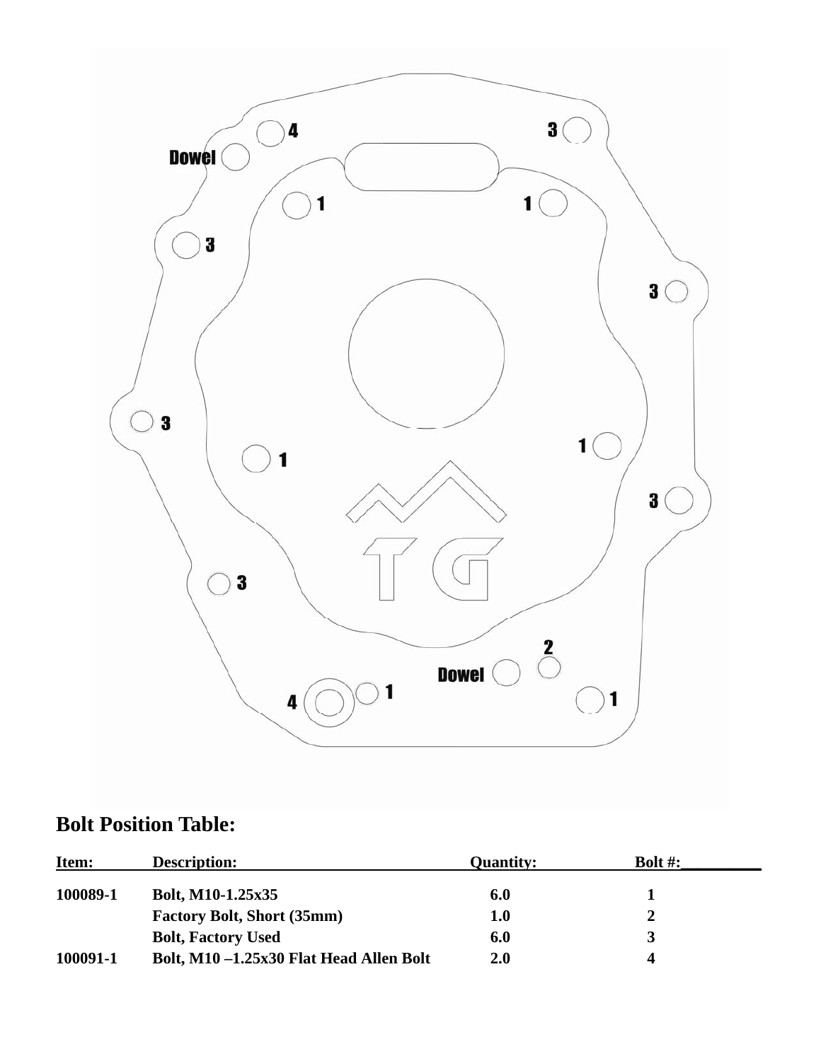## Bolt Position Table:

| Item: | Description: | Quantity: | Bolt #: |
|---|---|---|---|
| 100089-1 | Bolt, M10-1.25x35 | 6.0 | 1 |
| | Factory Bolt, Short (35mm) | 1.0 | 2 |
| | Bolt, Factory Used | 6.0 | 3 |
| 100091-1 | Bolt, M10 –1.25x30 Flat Head Allen Bolt | 2.0 | 4 |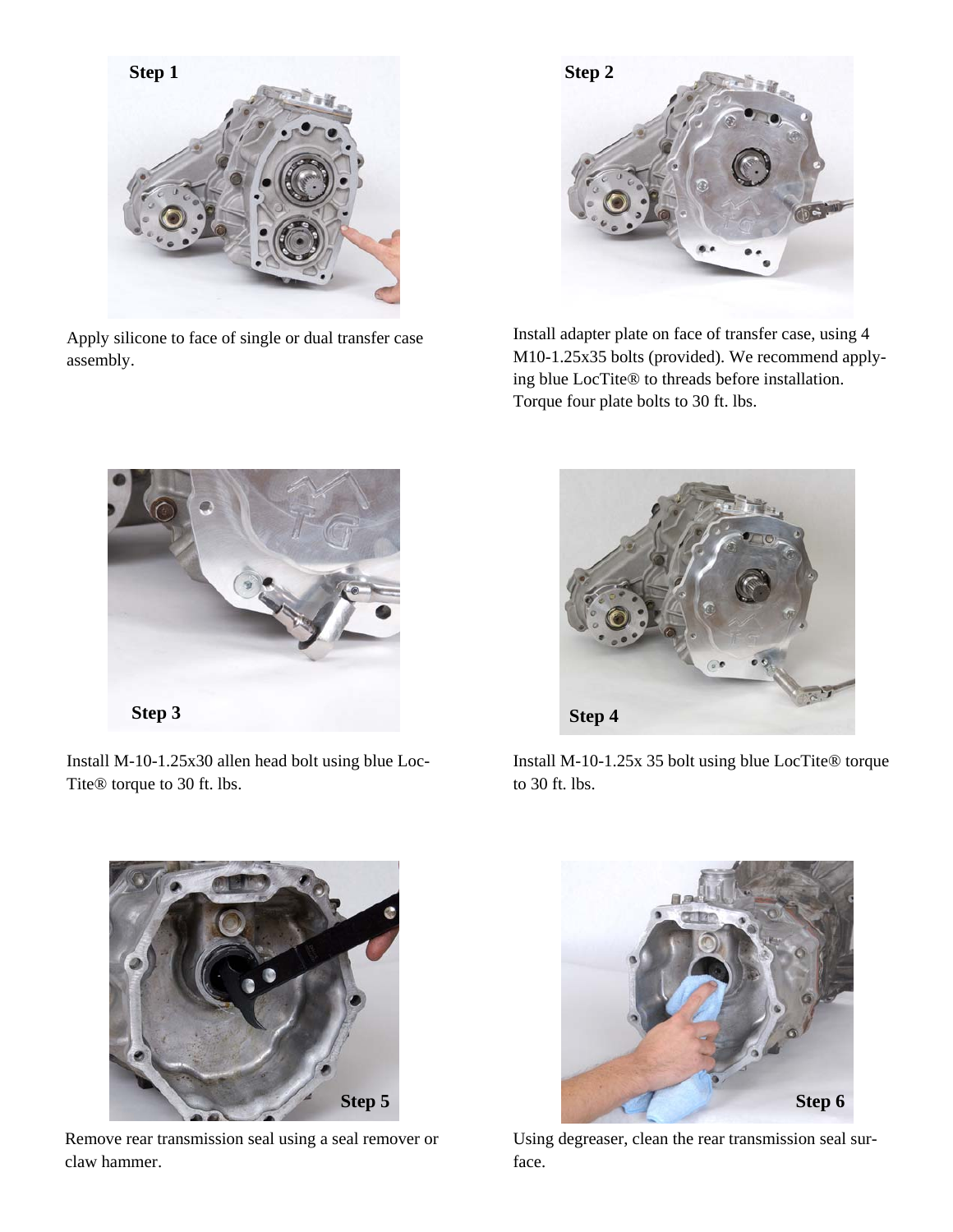**Step 1**

Apply silicone to face of single or dual transfer case assembly.

**Step 2**

Install adapter plate on face of transfer case, using 4 M10-1.25x35 bolts (provided). We recommend applying blue LocTite® to threads before installation. Torque four plate bolts to 30 ft. lbs.

**Step 3**

Install M-10-1.25x30 allen head bolt using blue LocTite® torque to 30 ft. lbs.

**Step 4**

Install M-10-1.25x 35 bolt using blue LocTite® torque to 30 ft. lbs.

**Step 5**

Remove rear transmission seal using a seal remover or claw hammer.

**Step 6**

Using degreaser, clean the rear transmission seal surface.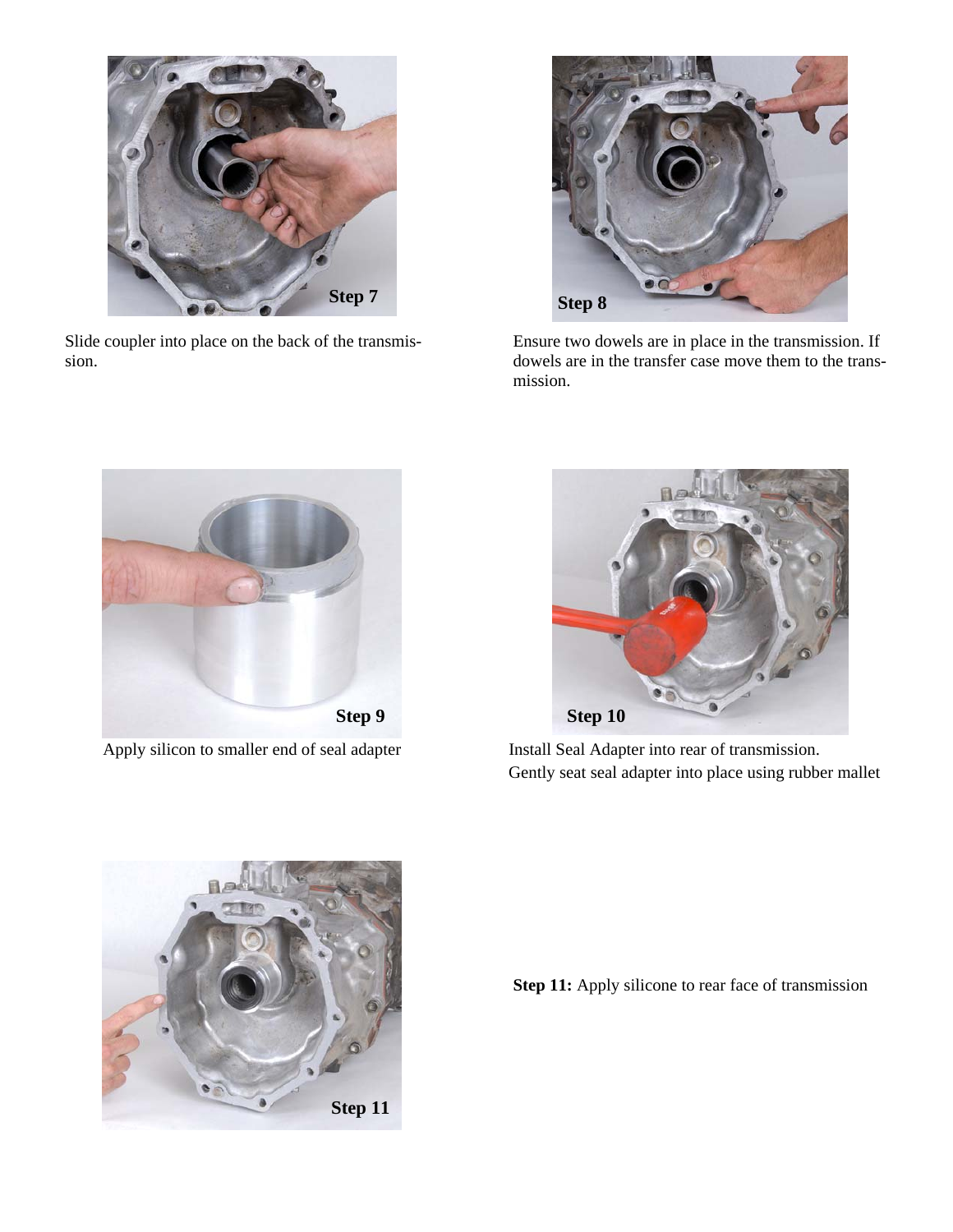**Step 7**

Slide coupler into place on the back of the transmission.

**Step 8**

Ensure two dowels are in place in the transmission. If dowels are in the transfer case move them to the transmission.

**Step 9**

Apply silicon to smaller end of seal adapter

**Step 10**

Install Seal Adapter into rear of transmission.
Gently seat seal adapter into place using rubber mallet

**Step 11**

**Step 11:** Apply silicone to rear face of transmission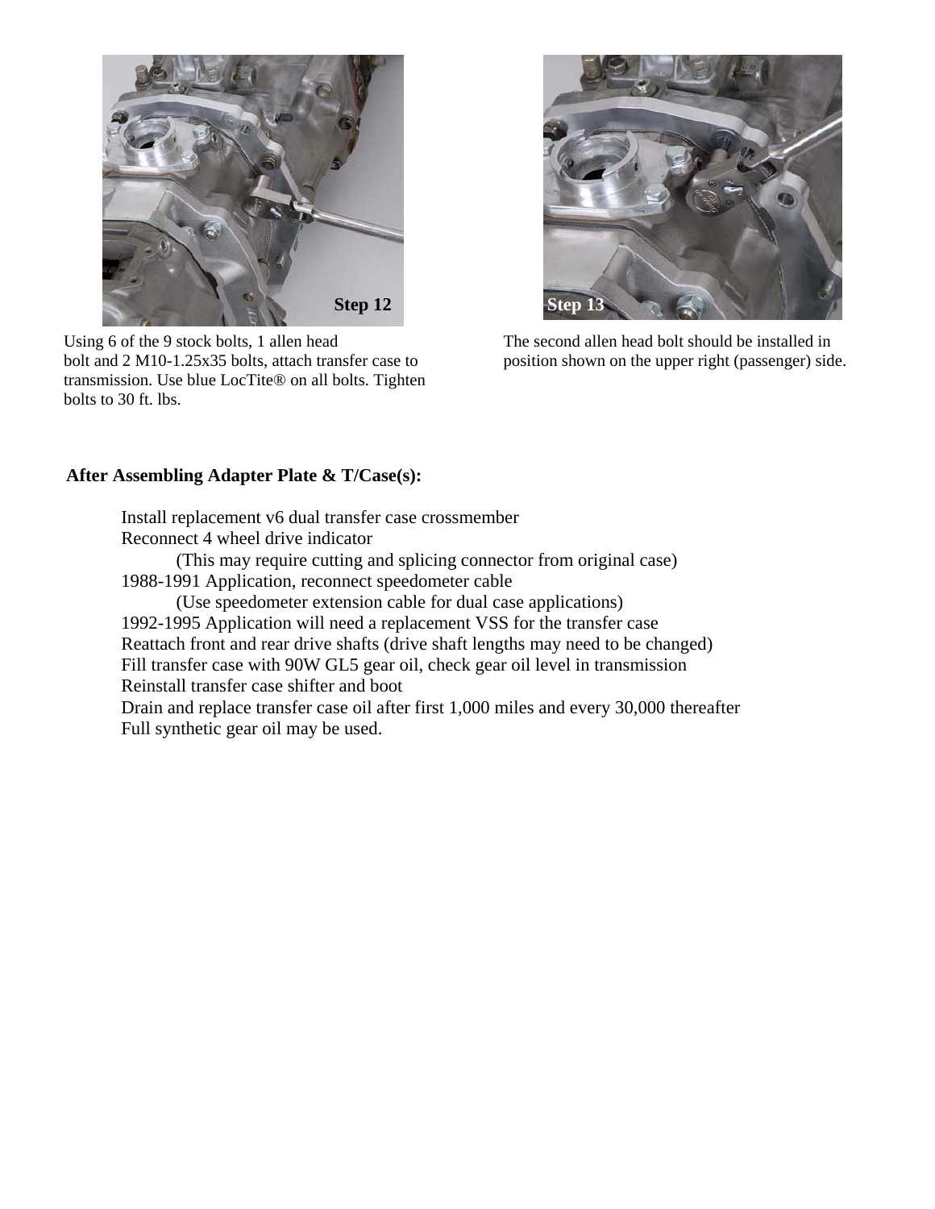Step 12

Using 6 of the 9 stock bolts, 1 allen head bolt and 2 M10-1.25x35 bolts, attach transfer case to transmission. Use blue LocTite® on all bolts. Tighten bolts to 30 ft. lbs.

Step 13

The second allen head bolt should be installed in position shown on the upper right (passenger) side.

**After Assembling Adapter Plate & T/Case(s):**

Install replacement v6 dual transfer case crossmember
Reconnect 4 wheel drive indicator
(This may require cutting and splicing connector from original case)
1988-1991 Application, reconnect speedometer cable
(Use speedometer extension cable for dual case applications)
1992-1995 Application will need a replacement VSS for the transfer case
Reattach front and rear drive shafts (drive shaft lengths may need to be changed)
Fill transfer case with 90W GL5 gear oil, check gear oil level in transmission
Reinstall transfer case shifter and boot
Drain and replace transfer case oil after first 1,000 miles and every 30,000 thereafter
Full synthetic gear oil may be used.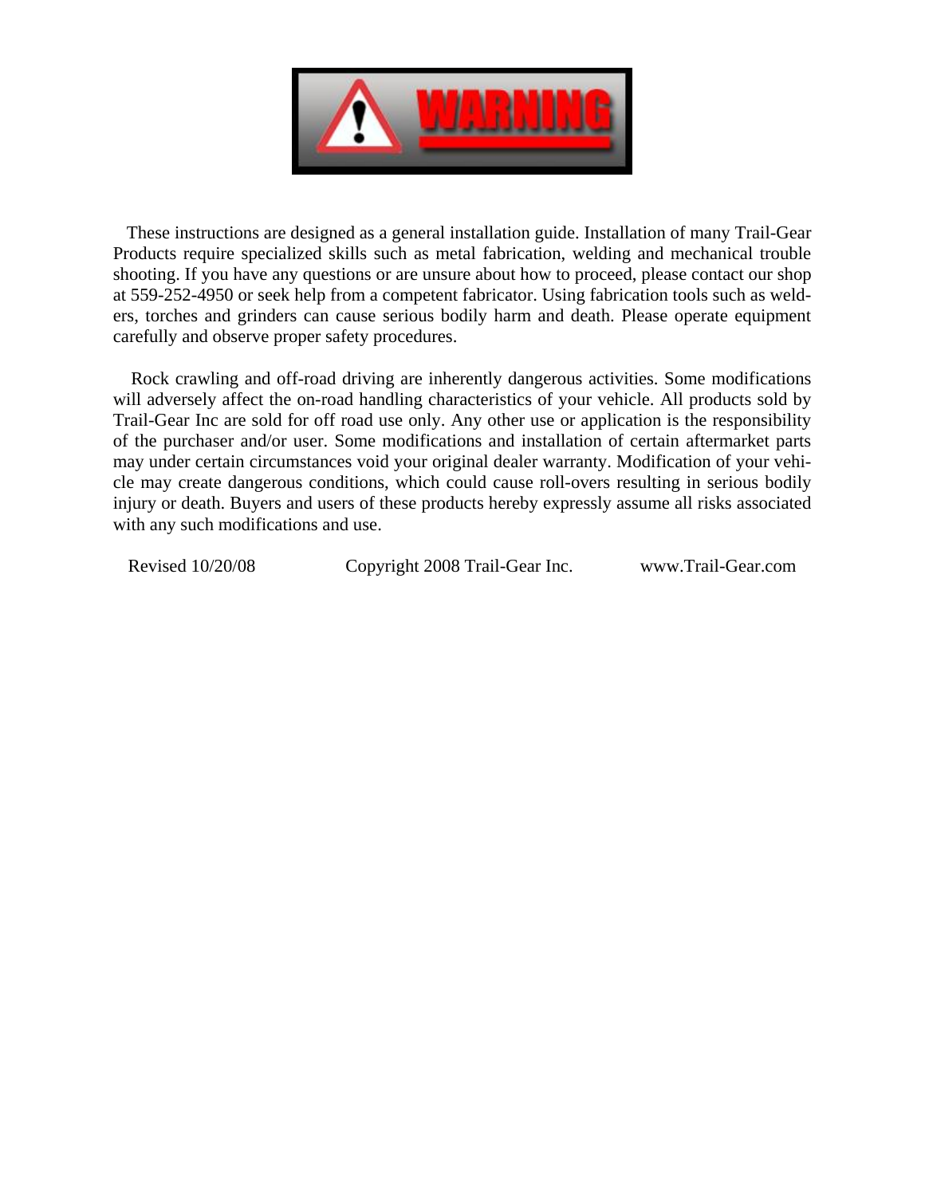# WARNING

These instructions are designed as a general installation guide. Installation of many Trail-Gear Products require specialized skills such as metal fabrication, welding and mechanical trouble shooting. If you have any questions or are unsure about how to proceed, please contact our shop at 559-252-4950 or seek help from a competent fabricator. Using fabrication tools such as welders, torches and grinders can cause serious bodily harm and death. Please operate equipment carefully and observe proper safety procedures.

Rock crawling and off-road driving are inherently dangerous activities. Some modifications will adversely affect the on-road handling characteristics of your vehicle. All products sold by Trail-Gear Inc are sold for off road use only. Any other use or application is the responsibility of the purchaser and/or user. Some modifications and installation of certain aftermarket parts may under certain circumstances void your original dealer warranty. Modification of your vehicle may create dangerous conditions, which could cause roll-overs resulting in serious bodily injury or death. Buyers and users of these products hereby expressly assume all risks associated with any such modifications and use.

Revised 10/20/08 Copyright 2008 Trail-Gear Inc. www.Trail-Gear.com